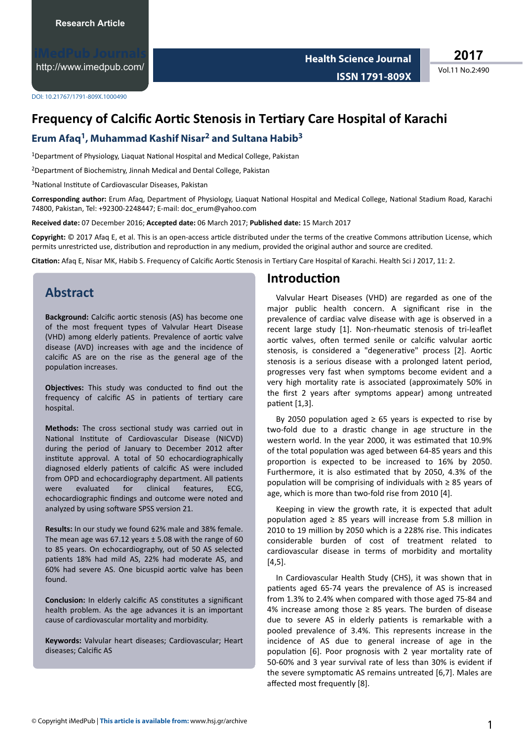DOI: 10.21767/1791-809X.1000490

# Frequency of Calcific Aortic Stenosis in Tertiary Care Hospital of Karachi

**Erum Afaq[1], Muhammad Kashif Nisar[2] and Sultana Habib[3]**

[1]Department of Physiology, Liaquat National Hospital and Medical College, Pakistan

[2]Department of Biochemistry, Jinnah Medical and Dental College, Pakistan

[3]National Institute of Cardiovascular Diseases, Pakistan

**Corresponding author:** Erum Afaq, Department of Physiology, Liaquat National Hospital and Medical College, National Stadium Road, Karachi 74800, Pakistan, Tel: +92300-2248447; E-mail: doc_erum@yahoo.com

**Received date:** 07 December 2016; **Accepted date:** 06 March 2017; **Published date:** 15 March 2017

**Copyright:** © 2017 Afaq E, et al. This is an open-access article distributed under the terms of the creative Commons attribution License, which permits unrestricted use, distribution and reproduction in any medium, provided the original author and source are credited.

**Citation:** Afaq E, Nisar MK, Habib S. Frequency of Calcific Aortic Stenosis in Tertiary Care Hospital of Karachi. Health Sci J 2017, 11: 2.

## Abstract

**Background:** Calcific aortic stenosis (AS) has become one of the most frequent types of Valvular Heart Disease (VHD) among elderly patients. Prevalence of aortic valve disease (AVD) increases with age and the incidence of calcific AS are on the rise as the general age of the population increases.

**Objectives:** This study was conducted to find out the frequency of calcific AS in patients of tertiary care hospital.

**Methods:** The cross sectional study was carried out in National Institute of Cardiovascular Disease (NICVD) during the period of January to December 2012 after institute approval. A total of 50 echocardiographically diagnosed elderly patients of calcific AS were included from OPD and echocardiography department. All patients were evaluated for clinical features, ECG, echocardiographic findings and outcome were noted and analyzed by using software SPSS version 21.

**Results:** In our study we found 62% male and 38% female. The mean age was 67.12 years ± 5.08 with the range of 60 to 85 years. On echocardiography, out of 50 AS selected patients 18% had mild AS, 22% had moderate AS, and 60% had severe AS. One bicuspid aortic valve has been found.

**Conclusion:** In elderly calcific AS constitutes a significant health problem. As the age advances it is an important cause of cardiovascular mortality and morbidity.

**Keywords:** Valvular heart diseases; Cardiovascular; Heart diseases; Calcific AS

## Introduction

Valvular Heart Diseases (VHD) are regarded as one of the major public health concern. A significant rise in the prevalence of cardiac valve disease with age is observed in a recent large study [1]. Non-rheumatic stenosis of tri-leaflet aortic valves, often termed senile or calcific valvular aortic stenosis, is considered a "degenerative" process [2]. Aortic stenosis is a serious disease with a prolonged latent period, progresses very fast when symptoms become evident and a very high mortality rate is associated (approximately 50% in the first 2 years after symptoms appear) among untreated patient [1,3].

By 2050 population aged ≥ 65 years is expected to rise by two-fold due to a drastic change in age structure in the western world. In the year 2000, it was estimated that 10.9% of the total population was aged between 64-85 years and this proportion is expected to be increased to 16% by 2050. Furthermore, it is also estimated that by 2050, 4.3% of the population will be comprising of individuals with ≥ 85 years of age, which is more than two-fold rise from 2010 [4].

Keeping in view the growth rate, it is expected that adult population aged ≥ 85 years will increase from 5.8 million in 2010 to 19 million by 2050 which is a 228% rise. This indicates considerable burden of cost of treatment related to cardiovascular disease in terms of morbidity and mortality [4,5].

In Cardiovascular Health Study (CHS), it was shown that in patients aged 65-74 years the prevalence of AS is increased from 1.3% to 2.4% when compared with those aged 75-84 and 4% increase among those ≥ 85 years. The burden of disease due to severe AS in elderly patients is remarkable with a pooled prevalence of 3.4%. This represents increase in the incidence of AS due to general increase of age in the population [6]. Poor prognosis with 2 year mortality rate of 50-60% and 3 year survival rate of less than 30% is evident if the severe symptomatic AS remains untreated [6,7]. Males are affected most frequently [8].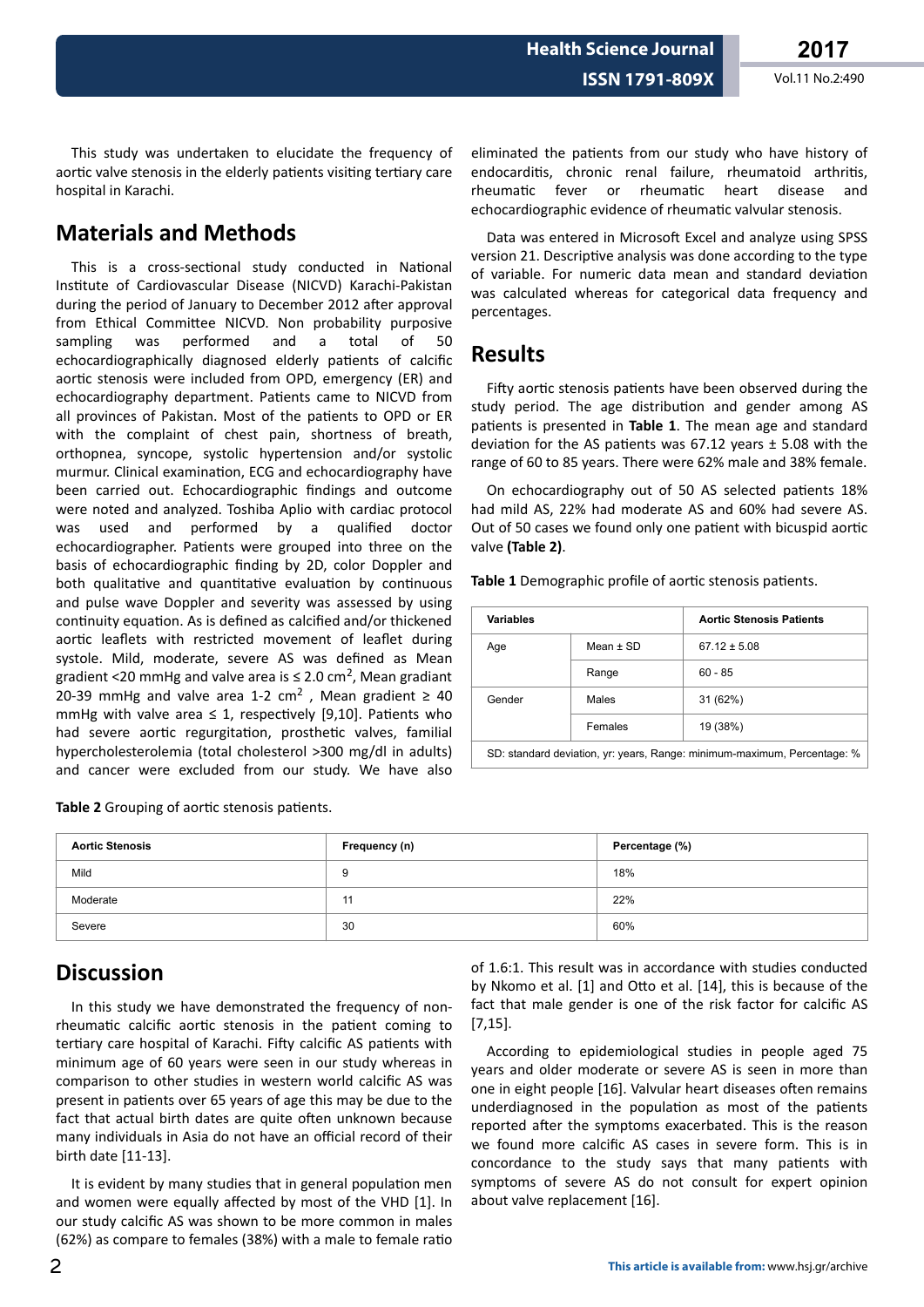This study was undertaken to elucidate the frequency of aortic valve stenosis in the elderly patients visiting tertiary care hospital in Karachi.

## Materials and Methods

This is a cross-sectional study conducted in National Institute of Cardiovascular Disease (NICVD) Karachi-Pakistan during the period of January to December 2012 after approval from Ethical Committee NICVD. Non probability purposive sampling was performed and a total of 50 echocardiographically diagnosed elderly patients of calcific aortic stenosis were included from OPD, emergency (ER) and echocardiography department. Patients came to NICVD from all provinces of Pakistan. Most of the patients to OPD or ER with the complaint of chest pain, shortness of breath, orthopnea, syncope, systolic hypertension and/or systolic murmur. Clinical examination, ECG and echocardiography have been carried out. Echocardiographic findings and outcome were noted and analyzed. Toshiba Aplio with cardiac protocol was used and performed by a qualified doctor echocardiographer. Patients were grouped into three on the basis of echocardiographic finding by 2D, color Doppler and both qualitative and quantitative evaluation by continuous and pulse wave Doppler and severity was assessed by using continuity equation. As is defined as calcified and/or thickened aortic leaflets with restricted movement of leaflet during systole. Mild, moderate, severe AS was defined as Mean gradient <20 mmHg and valve area is ≤ 2.0 $cm^2$, Mean gradiant 20-39 mmHg and valve area 1-2 $cm^2$ , Mean gradient ≥ 40 mmHg with valve area ≤ 1, respectively [9,10]. Patients who had severe aortic regurgitation, prosthetic valves, familial hypercholesterolemia (total cholesterol >300 mg/dl in adults) and cancer were excluded from our study. We have also eliminated the patients from our study who have history of endocarditis, chronic renal failure, rheumatoid arthritis, rheumatic fever or rheumatic heart disease and echocardiographic evidence of rheumatic valvular stenosis.

Data was entered in Microsoft Excel and analyze using SPSS version 21. Descriptive analysis was done according to the type of variable. For numeric data mean and standard deviation was calculated whereas for categorical data frequency and percentages.

## Results

Fifty aortic stenosis patients have been observed during the study period. The age distribution and gender among AS patients is presented in **Table 1**. The mean age and standard deviation for the AS patients was 67.12 years ± 5.08 with the range of 60 to 85 years. There were 62% male and 38% female.

On echocardiography out of 50 AS selected patients 18% had mild AS, 22% had moderate AS and 60% had severe AS. Out of 50 cases we found only one patient with bicuspid aortic valve **(Table 2)**.

**Table 1** Demographic profile of aortic stenosis patients.

| Variables | | Aortic Stenosis Patients |
|---|---|---|
| Age | Mean ± SD | 67.12 ± 5.08 |
| | Range | 60 - 85 |
| Gender | Males | 31 (62%) |
| | Females | 19 (38%) |

SD: standard deviation, yr: years, Range: minimum-maximum, Percentage: %

**Table 2** Grouping of aortic stenosis patients.

| Aortic Stenosis | Frequency (n) | Percentage (%) |
|---|---|---|
| Mild | 9 | 18% |
| Moderate | 11 | 22% |
| Severe | 30 | 60% |

## Discussion

In this study we have demonstrated the frequency of non-rheumatic calcific aortic stenosis in the patient coming to tertiary care hospital of Karachi. Fifty calcific AS patients with minimum age of 60 years were seen in our study whereas in comparison to other studies in western world calcific AS was present in patients over 65 years of age this may be due to the fact that actual birth dates are quite often unknown because many individuals in Asia do not have an official record of their birth date [11-13].

It is evident by many studies that in general population men and women were equally affected by most of the VHD [1]. In our study calcific AS was shown to be more common in males (62%) as compare to females (38%) with a male to female ratio of 1.6:1. This result was in accordance with studies conducted by Nkomo et al. [1] and Otto et al. [14], this is because of the fact that male gender is one of the risk factor for calcific AS [7,15].

According to epidemiological studies in people aged 75 years and older moderate or severe AS is seen in more than one in eight people [16]. Valvular heart diseases often remains underdiagnosed in the population as most of the patients reported after the symptoms exacerbated. This is the reason we found more calcific AS cases in severe form. This is in concordance to the study says that many patients with symptoms of severe AS do not consult for expert opinion about valve replacement [16].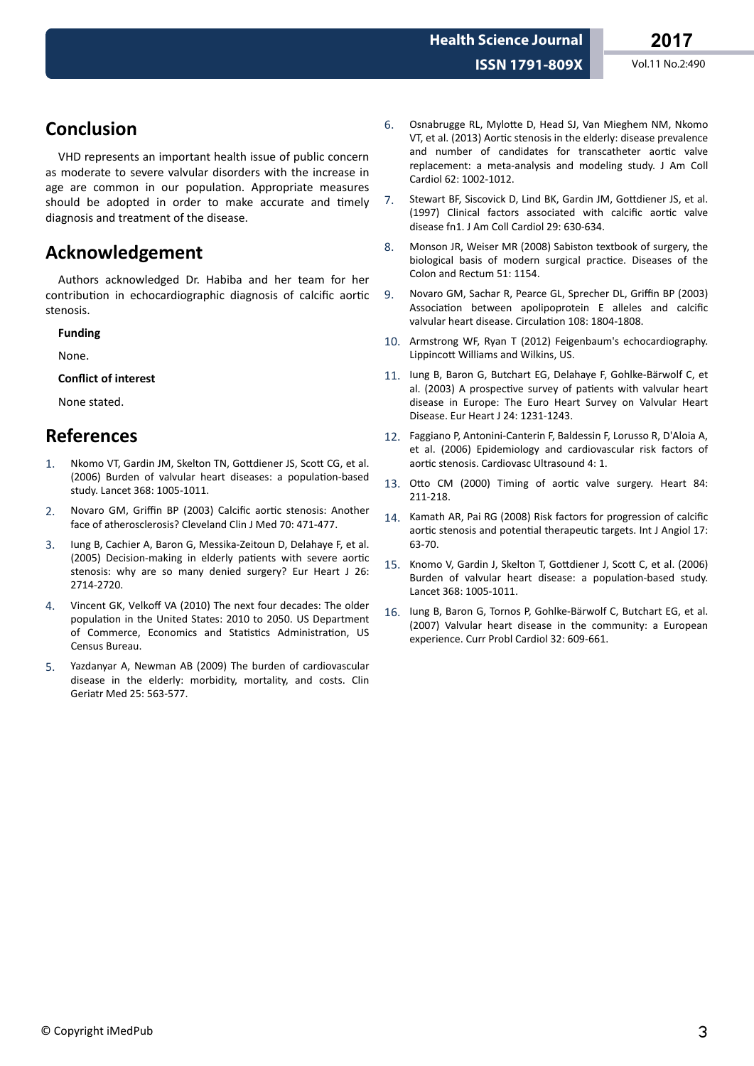## Conclusion

VHD represents an important health issue of public concern as moderate to severe valvular disorders with the increase in age are common in our population. Appropriate measures should be adopted in order to make accurate and timely diagnosis and treatment of the disease.

## Acknowledgement

Authors acknowledged Dr. Habiba and her team for her contribution in echocardiographic diagnosis of calcific aortic stenosis.

**Funding**

None.

**Conflict of interest**

None stated.

## References

1. Nkomo VT, Gardin JM, Skelton TN, Gottdiener JS, Scott CG, et al. (2006) Burden of valvular heart diseases: a population-based study. Lancet 368: 1005-1011.
2. Novaro GM, Griffin BP (2003) Calcific aortic stenosis: Another face of atherosclerosis? Cleveland Clin J Med 70: 471-477.
3. Iung B, Cachier A, Baron G, Messika-Zeitoun D, Delahaye F, et al. (2005) Decision-making in elderly patients with severe aortic stenosis: why are so many denied surgery? Eur Heart J 26: 2714-2720.
4. Vincent GK, Velkoff VA (2010) The next four decades: The older population in the United States: 2010 to 2050. US Department of Commerce, Economics and Statistics Administration, US Census Bureau.
5. Yazdanyar A, Newman AB (2009) The burden of cardiovascular disease in the elderly: morbidity, mortality, and costs. Clin Geriatr Med 25: 563-577.
6. Osnabrugge RL, Mylotte D, Head SJ, Van Mieghem NM, Nkomo VT, et al. (2013) Aortic stenosis in the elderly: disease prevalence and number of candidates for transcatheter aortic valve replacement: a meta-analysis and modeling study. J Am Coll Cardiol 62: 1002-1012.
7. Stewart BF, Siscovick D, Lind BK, Gardin JM, Gottdiener JS, et al. (1997) Clinical factors associated with calcific aortic valve disease fn1. J Am Coll Cardiol 29: 630-634.
8. Monson JR, Weiser MR (2008) Sabiston textbook of surgery, the biological basis of modern surgical practice. Diseases of the Colon and Rectum 51: 1154.
9. Novaro GM, Sachar R, Pearce GL, Sprecher DL, Griffin BP (2003) Association between apolipoprotein E alleles and calcific valvular heart disease. Circulation 108: 1804-1808.
10. Armstrong WF, Ryan T (2012) Feigenbaum's echocardiography. Lippincott Williams and Wilkins, US.
11. Iung B, Baron G, Butchart EG, Delahaye F, Gohlke-Bärwolf C, et al. (2003) A prospective survey of patients with valvular heart disease in Europe: The Euro Heart Survey on Valvular Heart Disease. Eur Heart J 24: 1231-1243.
12. Faggiano P, Antonini-Canterin F, Baldessin F, Lorusso R, D'Aloia A, et al. (2006) Epidemiology and cardiovascular risk factors of aortic stenosis. Cardiovasc Ultrasound 4: 1.
13. Otto CM (2000) Timing of aortic valve surgery. Heart 84: 211-218.
14. Kamath AR, Pai RG (2008) Risk factors for progression of calcific aortic stenosis and potential therapeutic targets. Int J Angiol 17: 63-70.
15. Knomo V, Gardin J, Skelton T, Gottdiener J, Scott C, et al. (2006) Burden of valvular heart disease: a population-based study. Lancet 368: 1005-1011.
16. Iung B, Baron G, Tornos P, Gohlke-Bärwolf C, Butchart EG, et al. (2007) Valvular heart disease in the community: a European experience. Curr Probl Cardiol 32: 609-661.